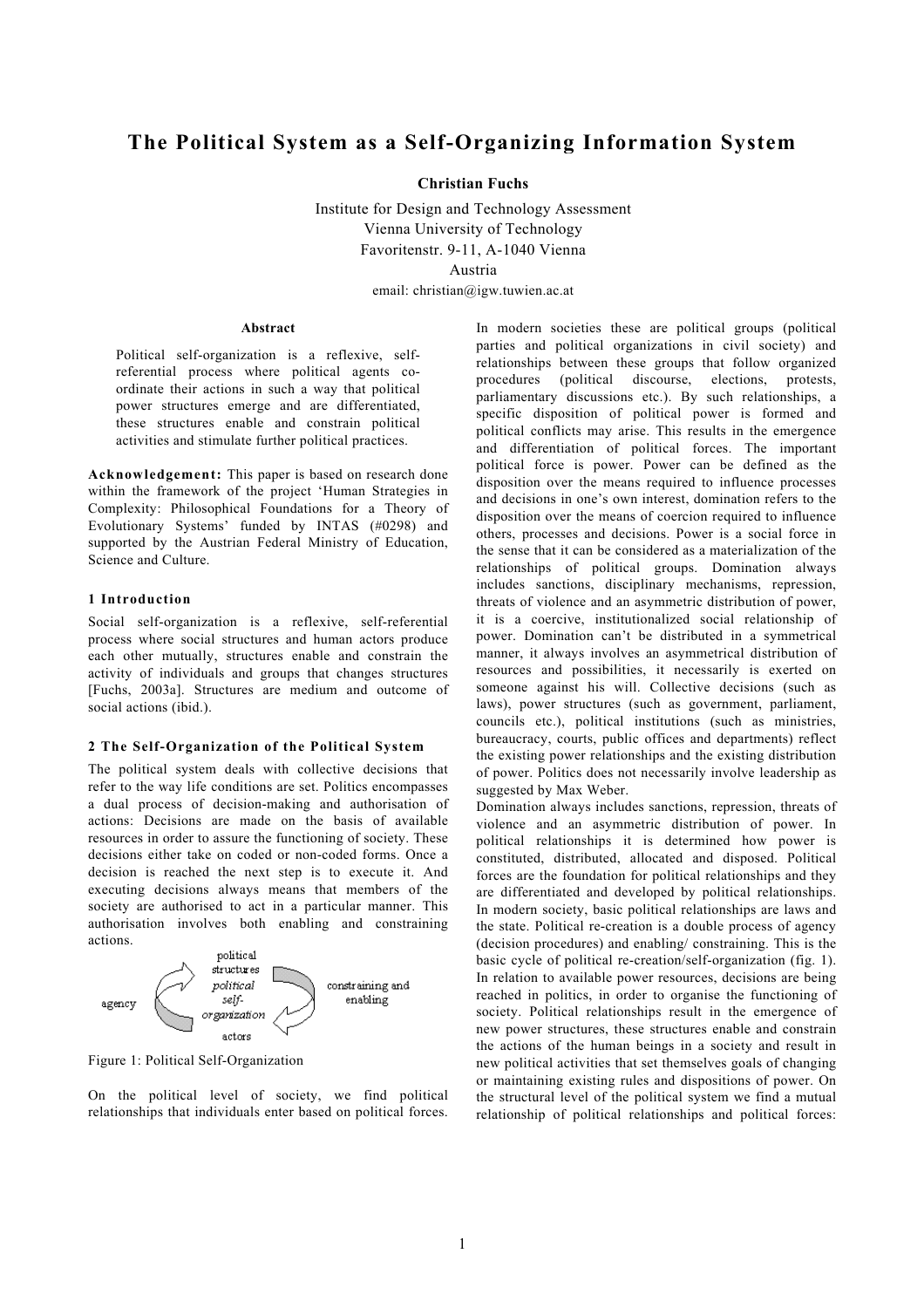# The Political System as a Self-Organizing Information System

**Christian Fuchs**

Institute for Design and Technology Assessment
Vienna University of Technology
Favoritenstr. 9-11, A-1040 Vienna
Austria
email: christian@igw.tuwien.ac.at

**Abstract**

Political self-organization is a reflexive, self-referential process where political agents co-ordinate their actions in such a way that political power structures emerge and are differentiated, these structures enable and constrain political activities and stimulate further political practices.

**Acknowledgement:** This paper is based on research done within the framework of the project 'Human Strategies in Complexity: Philosophical Foundations for a Theory of Evolutionary Systems' funded by INTAS (#0298) and supported by the Austrian Federal Ministry of Education, Science and Culture.

## 1 Introduction

Social self-organization is a reflexive, self-referential process where social structures and human actors produce each other mutually, structures enable and constrain the activity of individuals and groups that changes structures [Fuchs, 2003a]. Structures are medium and outcome of social actions (ibid.).

## 2 The Self-Organization of the Political System

The political system deals with collective decisions that refer to the way life conditions are set. Politics encompasses a dual process of decision-making and authorisation of actions: Decisions are made on the basis of available resources in order to assure the functioning of society. These decisions either take on coded or non-coded forms. Once a decision is reached the next step is to execute it. And executing decisions always means that members of the society are authorised to act in a particular manner. This authorisation involves both enabling and constraining actions.

Figure 1: Political Self-Organization

On the political level of society, we find political relationships that individuals enter based on political forces. In modern societies these are political groups (political parties and political organizations in civil society) and relationships between these groups that follow organized procedures (political discourse, elections, protests, parliamentary discussions etc.). By such relationships, a specific disposition of political power is formed and political conflicts may arise. This results in the emergence and differentiation of political forces. The important political force is power. Power can be defined as the disposition over the means required to influence processes and decisions in one's own interest, domination refers to the disposition over the means of coercion required to influence others, processes and decisions. Power is a social force in the sense that it can be considered as a materialization of the relationships of political groups. Domination always includes sanctions, disciplinary mechanisms, repression, threats of violence and an asymmetric distribution of power, it is a coercive, institutionalized social relationship of power. Domination can't be distributed in a symmetrical manner, it always involves an asymmetrical distribution of resources and possibilities, it necessarily is exerted on someone against his will. Collective decisions (such as laws), power structures (such as government, parliament, councils etc.), political institutions (such as ministries, bureaucracy, courts, public offices and departments) reflect the existing power relationships and the existing distribution of power. Politics does not necessarily involve leadership as suggested by Max Weber.

Domination always includes sanctions, repression, threats of violence and an asymmetric distribution of power. In political relationships it is determined how power is constituted, distributed, allocated and disposed. Political forces are the foundation for political relationships and they are differentiated and developed by political relationships. In modern society, basic political relationships are laws and the state. Political re-creation is a double process of agency (decision procedures) and enabling/ constraining. This is the basic cycle of political re-creation/self-organization (fig. 1). In relation to available power resources, decisions are being reached in politics, in order to organise the functioning of society. Political relationships result in the emergence of new power structures, these structures enable and constrain the actions of the human beings in a society and result in new political activities that set themselves goals of changing or maintaining existing rules and dispositions of power. On the structural level of the political system we find a mutual relationship of political relationships and political forces: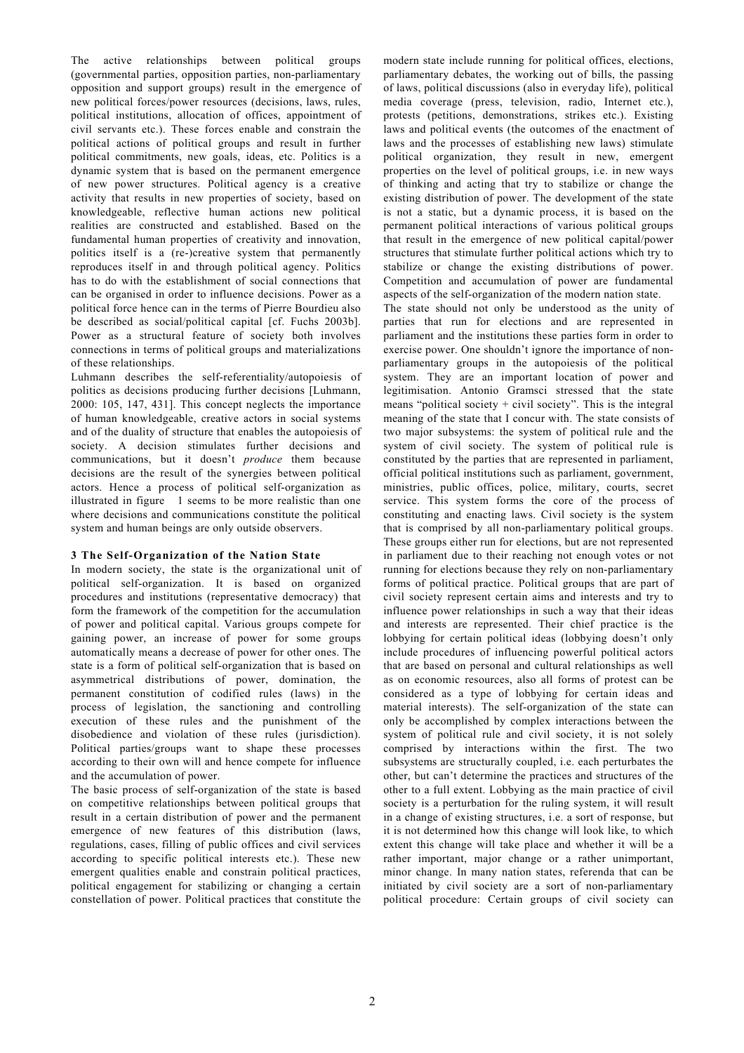The active relationships between political groups (governmental parties, opposition parties, non-parliamentary opposition and support groups) result in the emergence of new political forces/power resources (decisions, laws, rules, political institutions, allocation of offices, appointment of civil servants etc.). These forces enable and constrain the political actions of political groups and result in further political commitments, new goals, ideas, etc. Politics is a dynamic system that is based on the permanent emergence of new power structures. Political agency is a creative activity that results in new properties of society, based on knowledgeable, reflective human actions new political realities are constructed and established. Based on the fundamental human properties of creativity and innovation, politics itself is a (re-)creative system that permanently reproduces itself in and through political agency. Politics has to do with the establishment of social connections that can be organised in order to influence decisions. Power as a political force hence can in the terms of Pierre Bourdieu also be described as social/political capital [cf. Fuchs 2003b]. Power as a structural feature of society both involves connections in terms of political groups and materializations of these relationships.

Luhmann describes the self-referentiality/autopoiesis of politics as decisions producing further decisions [Luhmann, 2000: 105, 147, 431]. This concept neglects the importance of human knowledgeable, creative actors in social systems and of the duality of structure that enables the autopoiesis of society. A decision stimulates further decisions and communications, but it doesn't *produce* them because decisions are the result of the synergies between political actors. Hence a process of political self-organization as illustrated in figure 1 seems to be more realistic than one where decisions and communications constitute the political system and human beings are only outside observers.

### 3 The Self-Organization of the Nation State

In modern society, the state is the organizational unit of political self-organization. It is based on organized procedures and institutions (representative democracy) that form the framework of the competition for the accumulation of power and political capital. Various groups compete for gaining power, an increase of power for some groups automatically means a decrease of power for other ones. The state is a form of political self-organization that is based on asymmetrical distributions of power, domination, the permanent constitution of codified rules (laws) in the process of legislation, the sanctioning and controlling execution of these rules and the punishment of the disobedience and violation of these rules (jurisdiction). Political parties/groups want to shape these processes according to their own will and hence compete for influence and the accumulation of power.

The basic process of self-organization of the state is based on competitive relationships between political groups that result in a certain distribution of power and the permanent emergence of new features of this distribution (laws, regulations, cases, filling of public offices and civil services according to specific political interests etc.). These new emergent qualities enable and constrain political practices, political engagement for stabilizing or changing a certain constellation of power. Political practices that constitute the modern state include running for political offices, elections, parliamentary debates, the working out of bills, the passing of laws, political discussions (also in everyday life), political media coverage (press, television, radio, Internet etc.), protests (petitions, demonstrations, strikes etc.). Existing laws and political events (the outcomes of the enactment of laws and the processes of establishing new laws) stimulate political organization, they result in new, emergent properties on the level of political groups, i.e. in new ways of thinking and acting that try to stabilize or change the existing distribution of power. The development of the state is not a static, but a dynamic process, it is based on the permanent political interactions of various political groups that result in the emergence of new political capital/power structures that stimulate further political actions which try to stabilize or change the existing distributions of power. Competition and accumulation of power are fundamental aspects of the self-organization of the modern nation state.

The state should not only be understood as the unity of parties that run for elections and are represented in parliament and the institutions these parties form in order to exercise power. One shouldn't ignore the importance of non-parliamentary groups in the autopoiesis of the political system. They are an important location of power and legitimisation. Antonio Gramsci stressed that the state means "political society + civil society". This is the integral meaning of the state that I concur with. The state consists of two major subsystems: the system of political rule and the system of civil society. The system of political rule is constituted by the parties that are represented in parliament, official political institutions such as parliament, government, ministries, public offices, police, military, courts, secret service. This system forms the core of the process of constituting and enacting laws. Civil society is the system that is comprised by all non-parliamentary political groups. These groups either run for elections, but are not represented in parliament due to their reaching not enough votes or not running for elections because they rely on non-parliamentary forms of political practice. Political groups that are part of civil society represent certain aims and interests and try to influence power relationships in such a way that their ideas and interests are represented. Their chief practice is the lobbying for certain political ideas (lobbying doesn't only include procedures of influencing powerful political actors that are based on personal and cultural relationships as well as on economic resources, also all forms of protest can be considered as a type of lobbying for certain ideas and material interests). The self-organization of the state can only be accomplished by complex interactions between the system of political rule and civil society, it is not solely comprised by interactions within the first. The two subsystems are structurally coupled, i.e. each perturbates the other, but can't determine the practices and structures of the other to a full extent. Lobbying as the main practice of civil society is a perturbation for the ruling system, it will result in a change of existing structures, i.e. a sort of response, but it is not determined how this change will look like, to which extent this change will take place and whether it will be a rather important, major change or a rather unimportant, minor change. In many nation states, referenda that can be initiated by civil society are a sort of non-parliamentary political procedure: Certain groups of civil society can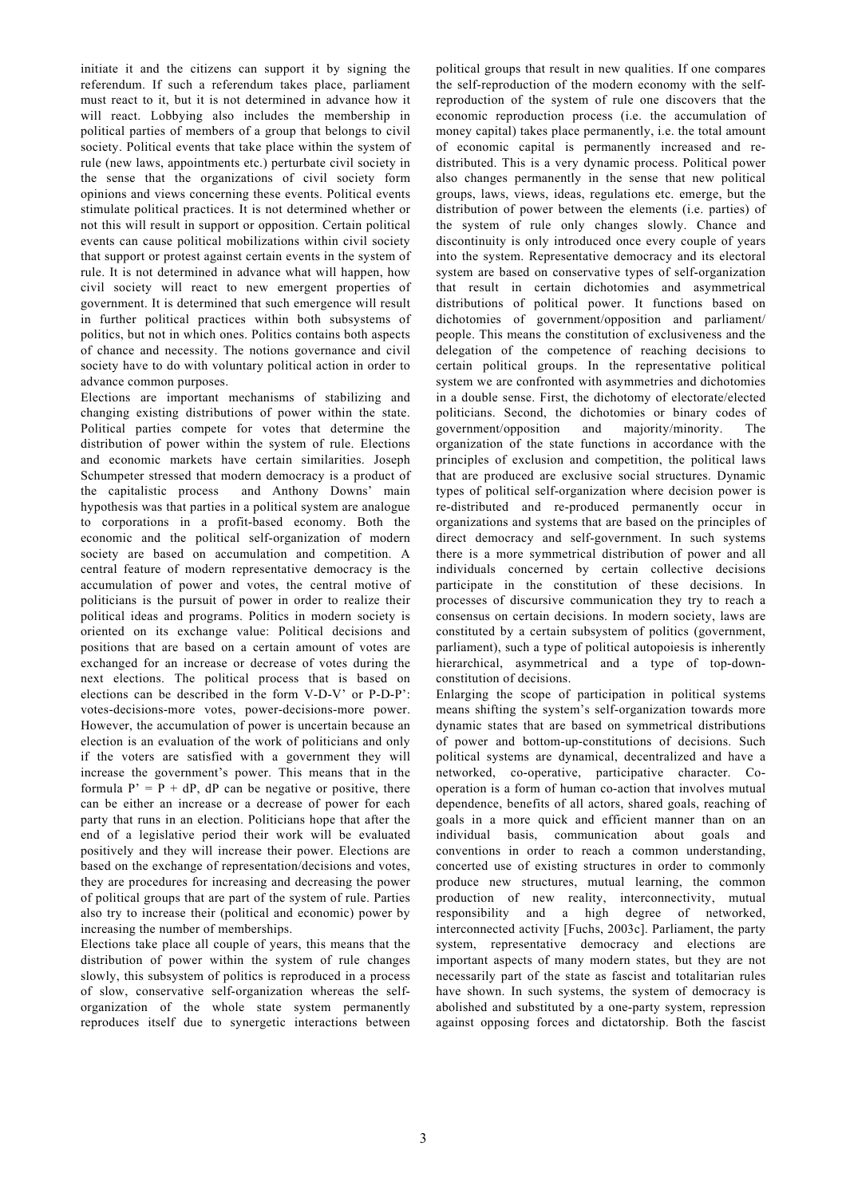initiate it and the citizens can support it by signing the referendum. If such a referendum takes place, parliament must react to it, but it is not determined in advance how it will react. Lobbying also includes the membership in political parties of members of a group that belongs to civil society. Political events that take place within the system of rule (new laws, appointments etc.) perturbate civil society in the sense that the organizations of civil society form opinions and views concerning these events. Political events stimulate political practices. It is not determined whether or not this will result in support or opposition. Certain political events can cause political mobilizations within civil society that support or protest against certain events in the system of rule. It is not determined in advance what will happen, how civil society will react to new emergent properties of government. It is determined that such emergence will result in further political practices within both subsystems of politics, but not in which ones. Politics contains both aspects of chance and necessity. The notions governance and civil society have to do with voluntary political action in order to advance common purposes.

Elections are important mechanisms of stabilizing and changing existing distributions of power within the state. Political parties compete for votes that determine the distribution of power within the system of rule. Elections and economic markets have certain similarities. Joseph Schumpeter stressed that modern democracy is a product of the capitalistic process and Anthony Downs' main hypothesis was that parties in a political system are analogue to corporations in a profit-based economy. Both the economic and the political self-organization of modern society are based on accumulation and competition. A central feature of modern representative democracy is the accumulation of power and votes, the central motive of politicians is the pursuit of power in order to realize their political ideas and programs. Politics in modern society is oriented on its exchange value: Political decisions and positions that are based on a certain amount of votes are exchanged for an increase or decrease of votes during the next elections. The political process that is based on elections can be described in the form V-D-V' or P-D-P': votes-decisions-more votes, power-decisions-more power. However, the accumulation of power is uncertain because an election is an evaluation of the work of politicians and only if the voters are satisfied with a government they will increase the government's power. This means that in the formula $P' = P + dP$, $dP$ can be negative or positive, there can be either an increase or a decrease of power for each party that runs in an election. Politicians hope that after the end of a legislative period their work will be evaluated positively and they will increase their power. Elections are based on the exchange of representation/decisions and votes, they are procedures for increasing and decreasing the power of political groups that are part of the system of rule. Parties also try to increase their (political and economic) power by increasing the number of memberships.

Elections take place all couple of years, this means that the distribution of power within the system of rule changes slowly, this subsystem of politics is reproduced in a process of slow, conservative self-organization whereas the self-organization of the whole state system permanently reproduces itself due to synergetic interactions between political groups that result in new qualities. If one compares the self-reproduction of the modern economy with the self-reproduction of the system of rule one discovers that the economic reproduction process (i.e. the accumulation of money capital) takes place permanently, i.e. the total amount of economic capital is permanently increased and re-distributed. This is a very dynamic process. Political power also changes permanently in the sense that new political groups, laws, views, ideas, regulations etc. emerge, but the distribution of power between the elements (i.e. parties) of the system of rule only changes slowly. Chance and discontinuity is only introduced once every couple of years into the system. Representative democracy and its electoral system are based on conservative types of self-organization that result in certain dichotomies and asymmetrical distributions of political power. It functions based on dichotomies of government/opposition and parliament/ people. This means the constitution of exclusiveness and the delegation of the competence of reaching decisions to certain political groups. In the representative political system we are confronted with asymmetries and dichotomies in a double sense. First, the dichotomy of electorate/elected politicians. Second, the dichotomies or binary codes of government/opposition and majority/minority. The organization of the state functions in accordance with the principles of exclusion and competition, the political laws that are produced are exclusive social structures. Dynamic types of political self-organization where decision power is re-distributed and re-produced permanently occur in organizations and systems that are based on the principles of direct democracy and self-government. In such systems there is a more symmetrical distribution of power and all individuals concerned by certain collective decisions participate in the constitution of these decisions. In processes of discursive communication they try to reach a consensus on certain decisions. In modern society, laws are constituted by a certain subsystem of politics (government, parliament), such a type of political autopoiesis is inherently hierarchical, asymmetrical and a type of top-down-constitution of decisions.

Enlarging the scope of participation in political systems means shifting the system's self-organization towards more dynamic states that are based on symmetrical distributions of power and bottom-up-constitutions of decisions. Such political systems are dynamical, decentralized and have a networked, co-operative, participative character. Co-operation is a form of human co-action that involves mutual dependence, benefits of all actors, shared goals, reaching of goals in a more quick and efficient manner than on an individual basis, communication about goals and conventions in order to reach a common understanding, concerted use of existing structures in order to commonly produce new structures, mutual learning, the common production of new reality, interconnectivity, mutual responsibility and a high degree of networked, interconnected activity [Fuchs, 2003c]. Parliament, the party system, representative democracy and elections are important aspects of many modern states, but they are not necessarily part of the state as fascist and totalitarian rules have shown. In such systems, the system of democracy is abolished and substituted by a one-party system, repression against opposing forces and dictatorship. Both the fascist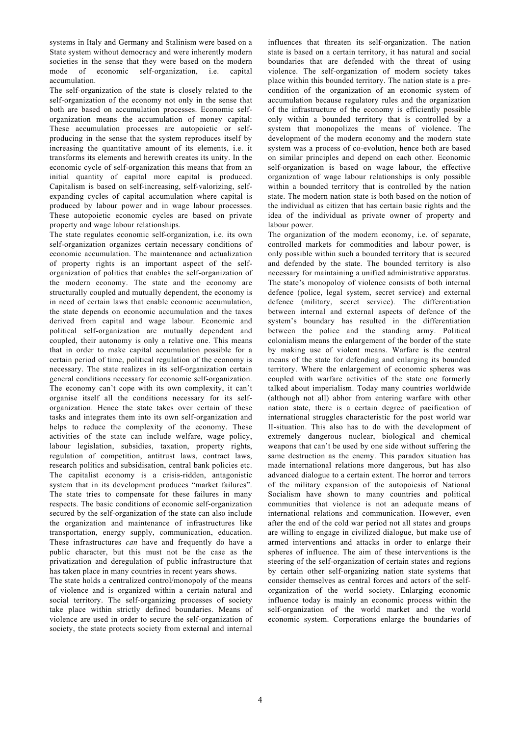systems in Italy and Germany and Stalinism were based on a State system without democracy and were inherently modern societies in the sense that they were based on the modern mode of economic self-organization, i.e. capital accumulation.

The self-organization of the state is closely related to the self-organization of the economy not only in the sense that both are based on accumulation processes. Economic self-organization means the accumulation of money capital: These accumulation processes are autopoietic or self-producing in the sense that the system reproduces itself by increasing the quantitative amount of its elements, i.e. it transforms its elements and herewith creates its unity. In the economic cycle of self-organization this means that from an initial quantity of capital more capital is produced. Capitalism is based on self-increasing, self-valorizing, self-expanding cycles of capital accumulation where capital is produced by labour power and in wage labour processes. These autopoietic economic cycles are based on private property and wage labour relationships.

The state regulates economic self-organization, i.e. its own self-organization organizes certain necessary conditions of economic accumulation. The maintenance and actualization of property rights is an important aspect of the self-organization of politics that enables the self-organization of the modern economy. The state and the economy are structurally coupled and mutually dependent, the economy is in need of certain laws that enable economic accumulation, the state depends on economic accumulation and the taxes derived from capital and wage labour. Economic and political self-organization are mutually dependent and coupled, their autonomy is only a relative one. This means that in order to make capital accumulation possible for a certain period of time, political regulation of the economy is necessary. The state realizes in its self-organization certain general conditions necessary for economic self-organization. The economy can't cope with its own complexity, it can't organise itself all the conditions necessary for its self-organization. Hence the state takes over certain of these tasks and integrates them into its own self-organization and helps to reduce the complexity of the economy. These activities of the state can include welfare, wage policy, labour legislation, subsidies, taxation, property rights, regulation of competition, antitrust laws, contract laws, research politics and subsidisation, central bank policies etc. The capitalist economy is a crisis-ridden, antagonistic system that in its development produces "market failures". The state tries to compensate for these failures in many respects. The basic conditions of economic self-organization secured by the self-organization of the state can also include the organization and maintenance of infrastructures like transportation, energy supply, communication, education. These infrastructures *can* have and frequently do have a public character, but this must not be the case as the privatization and deregulation of public infrastructure that has taken place in many countries in recent years shows.

The state holds a centralized control/monopoly of the means of violence and is organized within a certain natural and social territory. The self-organizing processes of society take place within strictly defined boundaries. Means of violence are used in order to secure the self-organization of society, the state protects society from external and internal influences that threaten its self-organization. The nation state is based on a certain territory, it has natural and social boundaries that are defended with the threat of using violence. The self-organization of modern society takes place within this bounded territory. The nation state is a pre-condition of the organization of an economic system of accumulation because regulatory rules and the organization of the infrastructure of the economy is efficiently possible only within a bounded territory that is controlled by a system that monopolizes the means of violence. The development of the modern economy and the modern state system was a process of co-evolution, hence both are based on similar principles and depend on each other. Economic self-organization is based on wage labour, the effective organization of wage labour relationships is only possible within a bounded territory that is controlled by the nation state. The modern nation state is both based on the notion of the individual as citizen that has certain basic rights and the idea of the individual as private owner of property and labour power.

The organization of the modern economy, i.e. of separate, controlled markets for commodities and labour power, is only possible within such a bounded territory that is secured and defended by the state. The bounded territory is also necessary for maintaining a unified administrative apparatus. The state's monopoloy of violence consists of both internal defence (police, legal system, secret service) and external defence (military, secret service). The differentiation between internal and external aspects of defence of the system's boundary has resulted in the differentiation between the police and the standing army. Political colonialism means the enlargement of the border of the state by making use of violent means. Warfare is the central means of the state for defending and enlarging its bounded territory. Where the enlargement of economic spheres was coupled with warfare activities of the state one formerly talked about imperialism. Today many countries worldwide (although not all) abhor from entering warfare with other nation state, there is a certain degree of pacification of international struggles characteristic for the post world war II-situation. This also has to do with the development of extremely dangerous nuclear, biological and chemical weapons that can't be used by one side without suffering the same destruction as the enemy. This paradox situation has made international relations more dangerous, but has also advanced dialogue to a certain extent. The horror and terrors of the military expansion of the autopoiesis of National Socialism have shown to many countries and political communities that violence is not an adequate means of international relations and communication. However, even after the end of the cold war period not all states and groups are willing to engage in civilized dialogue, but make use of armed interventions and attacks in order to enlarge their spheres of influence. The aim of these interventions is the steering of the self-organization of certain states and regions by certain other self-organizing nation state systems that consider themselves as central forces and actors of the self-organization of the world society. Enlarging economic influence today is mainly an economic process within the self-organization of the world market and the world economic system. Corporations enlarge the boundaries of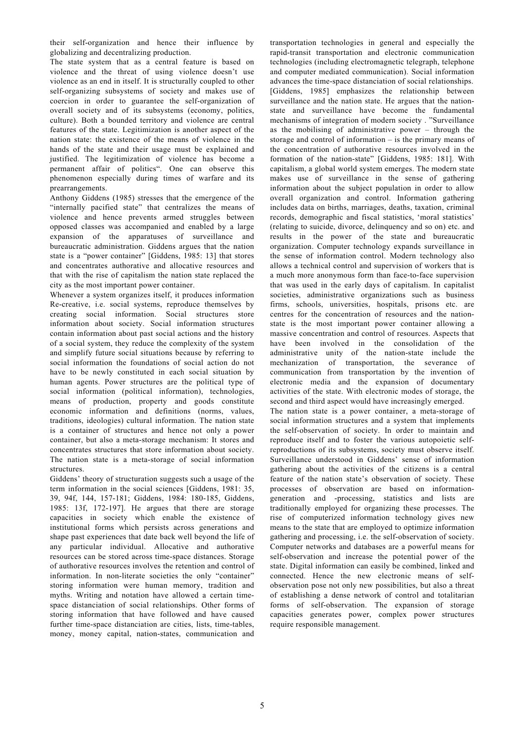their self-organization and hence their influence by globalizing and decentralizing production.

The state system that as a central feature is based on violence and the threat of using violence doesn't use violence as an end in itself. It is structurally coupled to other self-organizing subsystems of society and makes use of coercion in order to guarantee the self-organization of overall society and of its subsystems (economy, politics, culture). Both a bounded territory and violence are central features of the state. Legitimization is another aspect of the nation state: the existence of the means of violence in the hands of the state and their usage must be explained and justified. The legitimization of violence has become a permanent affair of politics". One can observe this phenomenon especially during times of warfare and its prearrangements.

Anthony Giddens (1985) stresses that the emergence of the "internally pacified state" that centralizes the means of violence and hence prevents armed struggles between opposed classes was accompanied and enabled by a large expansion of the apparatuses of surveillance and bureaucratic administration. Giddens argues that the nation state is a "power container" [Giddens, 1985: 13] that stores and concentrates authorative and allocative resources and that with the rise of capitalism the nation state replaced the city as the most important power container.

Whenever a system organizes itself, it produces information Re-creative, i.e. social systems, reproduce themselves by creating social information. Social structures store information about society. Social information structures contain information about past social actions and the history of a social system, they reduce the complexity of the system and simplify future social situations because by referring to social information the foundations of social action do not have to be newly constituted in each social situation by human agents. Power structures are the political type of social information (political information), technologies, means of production, property and goods constitute economic information and definitions (norms, values, traditions, ideologies) cultural information. The nation state is a container of structures and hence not only a power container, but also a meta-storage mechanism: It stores and concentrates structures that store information about society. The nation state is a meta-storage of social information structures.

Giddens' theory of structuration suggests such a usage of the term information in the social sciences [Giddens, 1981: 35, 39, 94f, 144, 157-181; Giddens, 1984: 180-185, Giddens, 1985: 13f, 172-197]. He argues that there are storage capacities in society which enable the existence of institutional forms which persists across generations and shape past experiences that date back well beyond the life of any particular individual. Allocative and authorative resources can be stored across time-space distances. Storage of authorative resources involves the retention and control of information. In non-literate societies the only "container" storing information were human memory, tradition and myths. Writing and notation have allowed a certain time-space distanciation of social relationships. Other forms of storing information that have followed and have caused further time-space distanciation are cities, lists, time-tables, money, money capital, nation-states, communication and transportation technologies in general and especially the rapid-transit transportation and electronic communication technologies (including electromagnetic telegraph, telephone and computer mediated communication). Social information advances the time-space distanciation of social relationships. [Giddens, 1985] emphasizes the relationship between surveillance and the nation state. He argues that the nation-state and surveillance have become the fundamental mechanisms of integration of modern society . "Surveillance as the mobilising of administrative power – through the storage and control of information – is the primary means of the concentration of authorative resources involved in the formation of the nation-state" [Giddens, 1985: 181]. With capitalism, a global world system emerges. The modern state makes use of surveillance in the sense of gathering information about the subject population in order to allow overall organization and control. Information gathering includes data on births, marriages, deaths, taxation, criminal records, demographic and fiscal statistics, 'moral statistics' (relating to suicide, divorce, delinquency and so on) etc. and results in the power of the state and bureaucratic organization. Computer technology expands surveillance in the sense of information control. Modern technology also allows a technical control and supervision of workers that is a much more anonymous form than face-to-face supervision that was used in the early days of capitalism. In capitalist societies, administrative organizations such as business firms, schools, universities, hospitals, prisons etc. are centres for the concentration of resources and the nation-state is the most important power container allowing a massive concentration and control of resources. Aspects that have been involved in the consolidation of the administrative unity of the nation-state include the mechanization of transportation, the severance of communication from transportation by the invention of electronic media and the expansion of documentary activities of the state. With electronic modes of storage, the second and third aspect would have increasingly emerged.

The nation state is a power container, a meta-storage of social information structures and a system that implements the self-observation of society. In order to maintain and reproduce itself and to foster the various autopoietic self-reproductions of its subsystems, society must observe itself. Surveillance understood in Giddens' sense of information gathering about the activities of the citizens is a central feature of the nation state's observation of society. These processes of observation are based on information-generation and -processing, statistics and lists are traditionally employed for organizing these processes. The rise of computerized information technology gives new means to the state that are employed to optimize information gathering and processing, i.e. the self-observation of society. Computer networks and databases are a powerful means for self-observation and increase the potential power of the state. Digital information can easily be combined, linked and connected. Hence the new electronic means of self-observation pose not only new possibilities, but also a threat of establishing a dense network of control and totalitarian forms of self-observation. The expansion of storage capacities generates power, complex power structures require responsible management.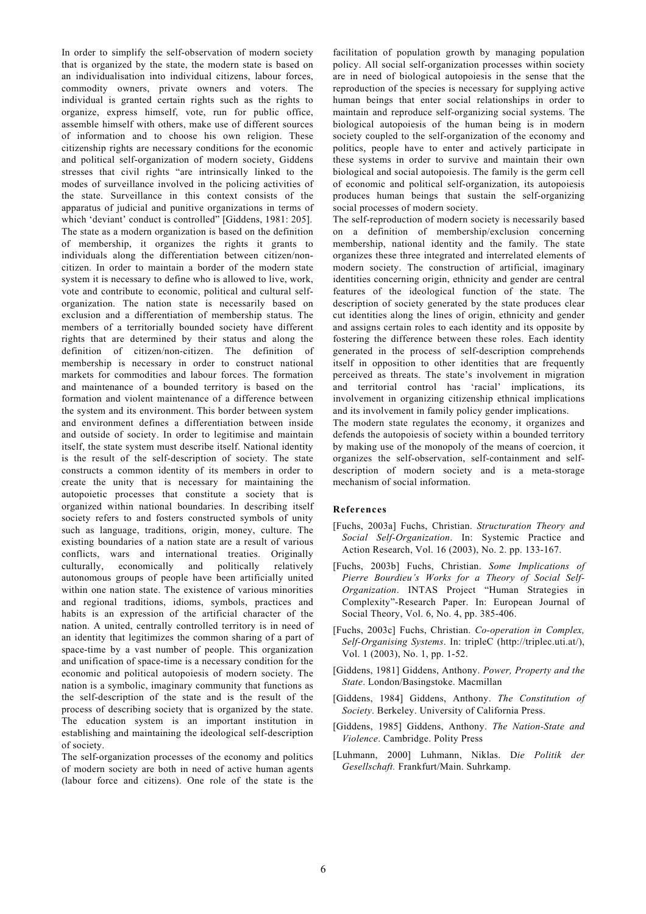In order to simplify the self-observation of modern society that is organized by the state, the modern state is based on an individualisation into individual citizens, labour forces, commodity owners, private owners and voters. The individual is granted certain rights such as the rights to organize, express himself, vote, run for public office, assemble himself with others, make use of different sources of information and to choose his own religion. These citizenship rights are necessary conditions for the economic and political self-organization of modern society, Giddens stresses that civil rights "are intrinsically linked to the modes of surveillance involved in the policing activities of the state. Surveillance in this context consists of the apparatus of judicial and punitive organizations in terms of which 'deviant' conduct is controlled" [Giddens, 1981: 205].

The state as a modern organization is based on the definition of membership, it organizes the rights it grants to individuals along the differentiation between citizen/non-citizen. In order to maintain a border of the modern state system it is necessary to define who is allowed to live, work, vote and contribute to economic, political and cultural self-organization. The nation state is necessarily based on exclusion and a differentiation of membership status. The members of a territorially bounded society have different rights that are determined by their status and along the definition of citizen/non-citizen. The definition of membership is necessary in order to construct national markets for commodities and labour forces. The formation and maintenance of a bounded territory is based on the formation and violent maintenance of a difference between the system and its environment. This border between system and environment defines a differentiation between inside and outside of society. In order to legitimise and maintain itself, the state system must describe itself. National identity is the result of the self-description of society. The state constructs a common identity of its members in order to create the unity that is necessary for maintaining the autopoietic processes that constitute a society that is organized within national boundaries. In describing itself society refers to and fosters constructed symbols of unity such as language, traditions, origin, money, culture. The existing boundaries of a nation state are a result of various conflicts, wars and international treaties. Originally culturally, economically and politically relatively autonomous groups of people have been artificially united within one nation state. The existence of various minorities and regional traditions, idioms, symbols, practices and habits is an expression of the artificial character of the nation. A united, centrally controlled territory is in need of an identity that legitimizes the common sharing of a part of space-time by a vast number of people. This organization and unification of space-time is a necessary condition for the economic and political autopoiesis of modern society. The nation is a symbolic, imaginary community that functions as the self-description of the state and is the result of the process of describing society that is organized by the state. The education system is an important institution in establishing and maintaining the ideological self-description of society.

The self-organization processes of the economy and politics of modern society are both in need of active human agents (labour force and citizens). One role of the state is the facilitation of population growth by managing population policy. All social self-organization processes within society are in need of biological autopoiesis in the sense that the reproduction of the species is necessary for supplying active human beings that enter social relationships in order to maintain and reproduce self-organizing social systems. The biological autopoiesis of the human being is in modern society coupled to the self-organization of the economy and politics, people have to enter and actively participate in these systems in order to survive and maintain their own biological and social autopoiesis. The family is the germ cell of economic and political self-organization, its autopoiesis produces human beings that sustain the self-organizing social processes of modern society.

The self-reproduction of modern society is necessarily based on a definition of membership/exclusion concerning membership, national identity and the family. The state organizes these three integrated and interrelated elements of modern society. The construction of artificial, imaginary identities concerning origin, ethnicity and gender are central features of the ideological function of the state. The description of society generated by the state produces clear cut identities along the lines of origin, ethnicity and gender and assigns certain roles to each identity and its opposite by fostering the difference between these roles. Each identity generated in the process of self-description comprehends itself in opposition to other identities that are frequently perceived as threats. The state's involvement in migration and territorial control has 'racial' implications, its involvement in organizing citizenship ethnical implications and its involvement in family policy gender implications.

The modern state regulates the economy, it organizes and defends the autopoiesis of society within a bounded territory by making use of the monopoly of the means of coercion, it organizes the self-observation, self-containment and self-description of modern society and is a meta-storage mechanism of social information.

## References

[Fuchs, 2003a] Fuchs, Christian. *Structuration Theory and Social Self-Organization*. In: Systemic Practice and Action Research, Vol. 16 (2003), No. 2. pp. 133-167.

[Fuchs, 2003b] Fuchs, Christian. *Some Implications of Pierre Bourdieu's Works for a Theory of Social Self-Organization*. INTAS Project "Human Strategies in Complexity"-Research Paper. In: European Journal of Social Theory, Vol. 6, No. 4, pp. 385-406.

[Fuchs, 2003c] Fuchs, Christian. *Co-operation in Complex, Self-Organising Systems*. In: tripleC (http://triplec.uti.at/), Vol. 1 (2003), No. 1, pp. 1-52.

[Giddens, 1981] Giddens, Anthony. *Power, Property and the State*. London/Basingstoke. Macmillan

[Giddens, 1984] Giddens, Anthony. *The Constitution of Society*. Berkeley. University of California Press.

[Giddens, 1985] Giddens, Anthony. *The Nation-State and Violence*. Cambridge. Polity Press

[Luhmann, 2000] Luhmann, Niklas. *Die Politik der Gesellschaft.* Frankfurt/Main. Suhrkamp.